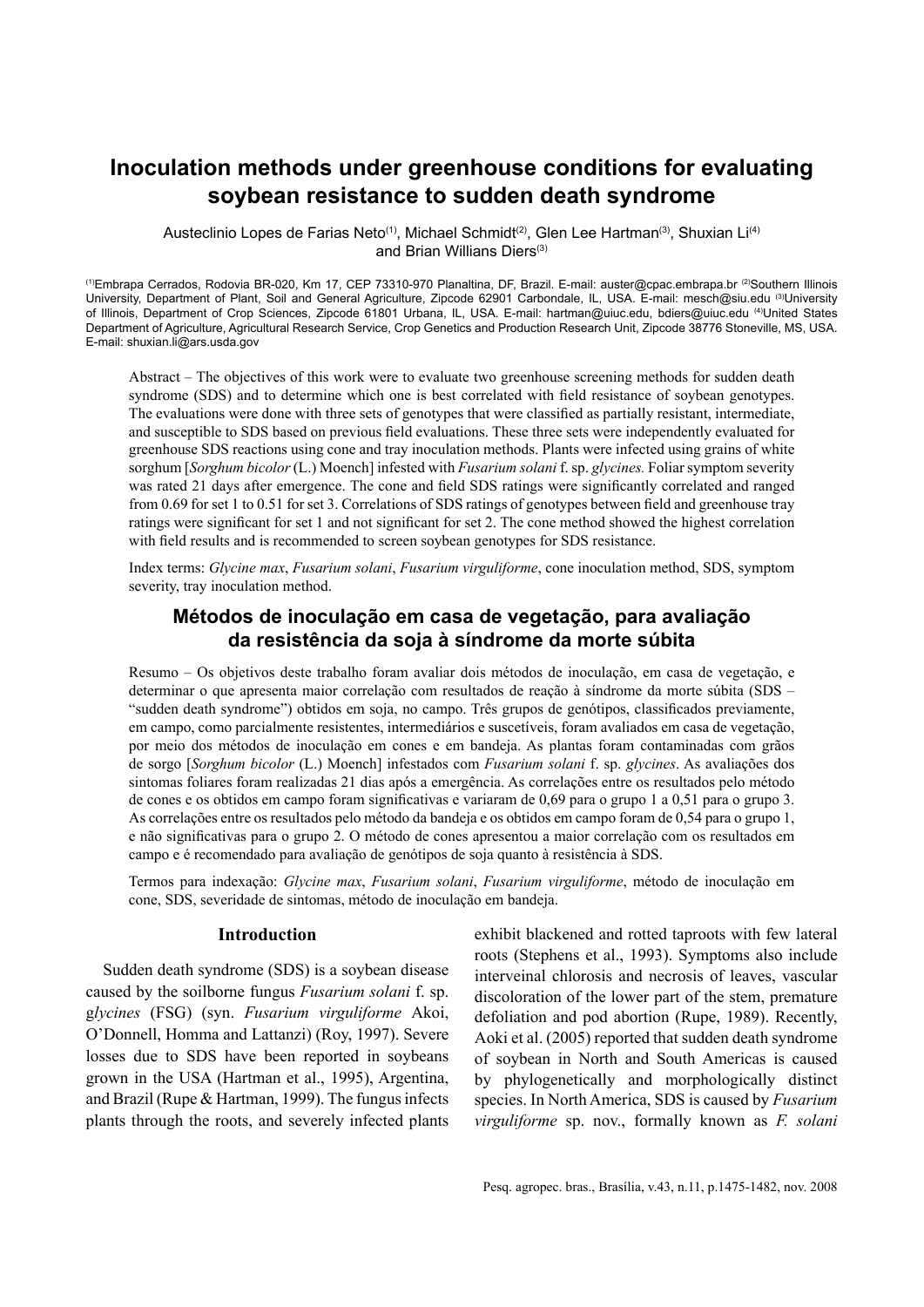# Inoculation methods under greenhouse conditions for evaluating soybean resistance to sudden death syndrome

Austeclinio Lopes de Farias Neto[1], Michael Schmidt[2], Glen Lee Hartman[3], Shuxian Li[4] and Brian Willians Diers[3]

[1]Embrapa Cerrados, Rodovia BR-020, Km 17, CEP 73310-970 Planaltina, DF, Brazil. E-mail: auster@cpac.embrapa.br [2]Southern Illinois University, Department of Plant, Soil and General Agriculture, Zipcode 62901 Carbondale, IL, USA. E-mail: mesch@siu.edu [3]University of Illinois, Department of Crop Sciences, Zipcode 61801 Urbana, IL, USA. E-mail: hartman@uiuc.edu, bdiers@uiuc.edu [4]United States Department of Agriculture, Agricultural Research Service, Crop Genetics and Production Research Unit, Zipcode 38776 Stoneville, MS, USA. E-mail: shuxian.li@ars.usda.gov

Abstract – The objectives of this work were to evaluate two greenhouse screening methods for sudden death syndrome (SDS) and to determine which one is best correlated with field resistance of soybean genotypes. The evaluations were done with three sets of genotypes that were classified as partially resistant, intermediate, and susceptible to SDS based on previous field evaluations. These three sets were independently evaluated for greenhouse SDS reactions using cone and tray inoculation methods. Plants were infected using grains of white sorghum [*Sorghum bicolor* (L.) Moench] infested with *Fusarium solani* f. sp. *glycines.* Foliar symptom severity was rated 21 days after emergence. The cone and field SDS ratings were significantly correlated and ranged from 0.69 for set 1 to 0.51 for set 3. Correlations of SDS ratings of genotypes between field and greenhouse tray ratings were significant for set 1 and not significant for set 2. The cone method showed the highest correlation with field results and is recommended to screen soybean genotypes for SDS resistance.

Index terms: *Glycine max*, *Fusarium solani*, *Fusarium virguliforme*, cone inoculation method, SDS, symptom severity, tray inoculation method.

## Métodos de inoculação em casa de vegetação, para avaliação da resistência da soja à síndrome da morte súbita

Resumo – Os objetivos deste trabalho foram avaliar dois métodos de inoculação, em casa de vegetação, e determinar o que apresenta maior correlação com resultados de reação à síndrome da morte súbita (SDS – "sudden death syndrome") obtidos em soja, no campo. Três grupos de genótipos, classificados previamente, em campo, como parcialmente resistentes, intermediários e suscetíveis, foram avaliados em casa de vegetação, por meio dos métodos de inoculação em cones e em bandeja. As plantas foram contaminadas com grãos de sorgo [*Sorghum bicolor* (L.) Moench] infestados com *Fusarium solani* f. sp. *glycines*. As avaliações dos sintomas foliares foram realizadas 21 dias após a emergência. As correlações entre os resultados pelo método de cones e os obtidos em campo foram significativas e variaram de 0,69 para o grupo 1 a 0,51 para o grupo 3. As correlações entre os resultados pelo método da bandeja e os obtidos em campo foram de 0,54 para o grupo 1, e não significativas para o grupo 2. O método de cones apresentou a maior correlação com os resultados em campo e é recomendado para avaliação de genótipos de soja quanto à resistência à SDS.

Termos para indexação: *Glycine max*, *Fusarium solani*, *Fusarium virguliforme*, método de inoculação em cone, SDS, severidade de sintomas, método de inoculação em bandeja.

## Introduction

Sudden death syndrome (SDS) is a soybean disease caused by the soilborne fungus *Fusarium solani* f. sp. *glycines* (FSG) (syn. *Fusarium virguliforme* Akoi, O'Donnell, Homma and Lattanzi) (Roy, 1997). Severe losses due to SDS have been reported in soybeans grown in the USA (Hartman et al., 1995), Argentina, and Brazil (Rupe & Hartman, 1999). The fungus infects plants through the roots, and severely infected plants exhibit blackened and rotted taproots with few lateral roots (Stephens et al., 1993). Symptoms also include interveinal chlorosis and necrosis of leaves, vascular discoloration of the lower part of the stem, premature defoliation and pod abortion (Rupe, 1989). Recently, Aoki et al. (2005) reported that sudden death syndrome of soybean in North and South Americas is caused by phylogenetically and morphologically distinct species. In North America, SDS is caused by *Fusarium virguliforme* sp. nov., formally known as *F. solani*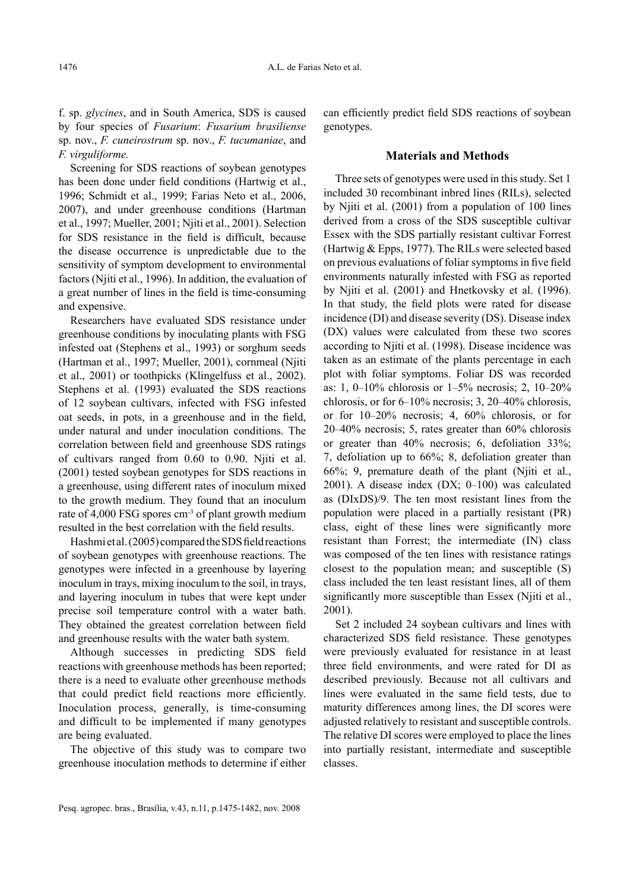f. sp. *glycines*, and in South America, SDS is caused by four species of *Fusarium*: *Fusarium brasiliense* sp. nov., *F. cuneirostrum* sp. nov., *F. tucumaniae*, and *F. virguliforme.*

Screening for SDS reactions of soybean genotypes has been done under field conditions (Hartwig et al., 1996; Schmidt et al., 1999; Farias Neto et al., 2006, 2007), and under greenhouse conditions (Hartman et al., 1997; Mueller, 2001; Njiti et al., 2001). Selection for SDS resistance in the field is difficult, because the disease occurrence is unpredictable due to the sensitivity of symptom development to environmental factors (Njiti et al., 1996). In addition, the evaluation of a great number of lines in the field is time-consuming and expensive.

Researchers have evaluated SDS resistance under greenhouse conditions by inoculating plants with FSG infested oat (Stephens et al., 1993) or sorghum seeds (Hartman et al., 1997; Mueller, 2001), cornmeal (Njiti et al., 2001) or toothpicks (Klingelfuss et al., 2002). Stephens et al. (1993) evaluated the SDS reactions of 12 soybean cultivars, infected with FSG infested oat seeds, in pots, in a greenhouse and in the field, under natural and under inoculation conditions. The correlation between field and greenhouse SDS ratings of cultivars ranged from 0.60 to 0.90. Njiti et al. (2001) tested soybean genotypes for SDS reactions in a greenhouse, using different rates of inoculum mixed to the growth medium. They found that an inoculum rate of 4,000 FSG spores $cm^{-3}$ of plant growth medium resulted in the best correlation with the field results.

Hashmi et al. (2005) compared the SDS field reactions of soybean genotypes with greenhouse reactions. The genotypes were infected in a greenhouse by layering inoculum in trays, mixing inoculum to the soil, in trays, and layering inoculum in tubes that were kept under precise soil temperature control with a water bath. They obtained the greatest correlation between field and greenhouse results with the water bath system.

Although successes in predicting SDS field reactions with greenhouse methods has been reported; there is a need to evaluate other greenhouse methods that could predict field reactions more efficiently. Inoculation process, generally, is time-consuming and difficult to be implemented if many genotypes are being evaluated.

The objective of this study was to compare two greenhouse inoculation methods to determine if either can efficiently predict field SDS reactions of soybean genotypes.

## Materials and Methods

Three sets of genotypes were used in this study. Set 1 included 30 recombinant inbred lines (RILs), selected by Njiti et al. (2001) from a population of 100 lines derived from a cross of the SDS susceptible cultivar Essex with the SDS partially resistant cultivar Forrest (Hartwig & Epps, 1977). The RILs were selected based on previous evaluations of foliar symptoms in five field environments naturally infested with FSG as reported by Njiti et al. (2001) and Hnetkovsky et al. (1996). In that study, the field plots were rated for disease incidence (DI) and disease severity (DS). Disease index (DX) values were calculated from these two scores according to Njiti et al. (1998). Disease incidence was taken as an estimate of the plants percentage in each plot with foliar symptoms. Foliar DS was recorded as: 1, 0–10% chlorosis or 1–5% necrosis; 2, 10–20% chlorosis, or for 6–10% necrosis; 3, 20–40% chlorosis, or for 10–20% necrosis; 4, 60% chlorosis, or for 20–40% necrosis; 5, rates greater than 60% chlorosis or greater than 40% necrosis; 6, defoliation 33%; 7, defoliation up to 66%; 8, defoliation greater than 66%; 9, premature death of the plant (Njiti et al., 2001). A disease index (DX; 0–100) was calculated as (DIxDS)/9. The ten most resistant lines from the population were placed in a partially resistant (PR) class, eight of these lines were significantly more resistant than Forrest; the intermediate (IN) class was composed of the ten lines with resistance ratings closest to the population mean; and susceptible (S) class included the ten least resistant lines, all of them significantly more susceptible than Essex (Njiti et al., 2001).

Set 2 included 24 soybean cultivars and lines with characterized SDS field resistance. These genotypes were previously evaluated for resistance in at least three field environments, and were rated for DI as described previously. Because not all cultivars and lines were evaluated in the same field tests, due to maturity differences among lines, the DI scores were adjusted relatively to resistant and susceptible controls. The relative DI scores were employed to place the lines into partially resistant, intermediate and susceptible classes.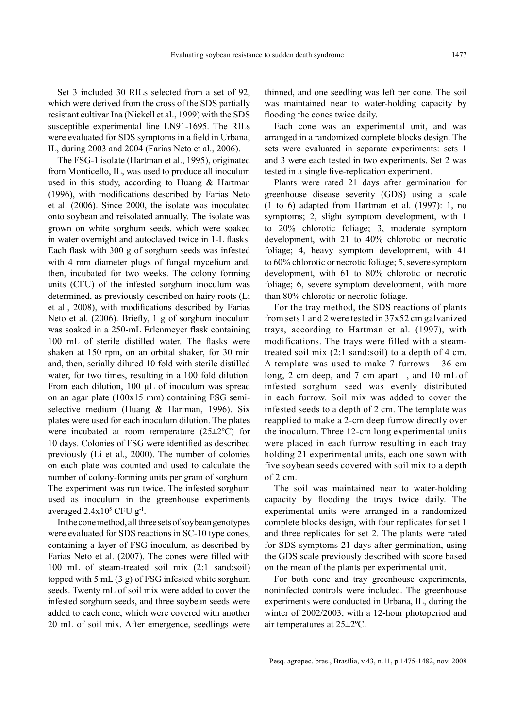Set 3 included 30 RILs selected from a set of 92, which were derived from the cross of the SDS partially resistant cultivar Ina (Nickell et al., 1999) with the SDS susceptible experimental line LN91-1695. The RILs were evaluated for SDS symptoms in a field in Urbana, IL, during 2003 and 2004 (Farias Neto et al., 2006).

The FSG-1 isolate (Hartman et al., 1995), originated from Monticello, IL, was used to produce all inoculum used in this study, according to Huang & Hartman (1996), with modifications described by Farias Neto et al. (2006). Since 2000, the isolate was inoculated onto soybean and reisolated annually. The isolate was grown on white sorghum seeds, which were soaked in water overnight and autoclaved twice in 1-L flasks. Each flask with 300 g of sorghum seeds was infested with 4 mm diameter plugs of fungal mycelium and, then, incubated for two weeks. The colony forming units (CFU) of the infested sorghum inoculum was determined, as previously described on hairy roots (Li et al., 2008), with modifications described by Farias Neto et al. (2006). Briefly, 1 g of sorghum inoculum was soaked in a 250-mL Erlenmeyer flask containing 100 mL of sterile distilled water. The flasks were shaken at 150 rpm, on an orbital shaker, for 30 min and, then, serially diluted 10 fold with sterile distilled water, for two times, resulting in a 100 fold dilution. From each dilution, 100 µL of inoculum was spread on an agar plate (100x15 mm) containing FSG semi-selective medium (Huang & Hartman, 1996). Six plates were used for each inoculum dilution. The plates were incubated at room temperature (25±2ºC) for 10 days. Colonies of FSG were identified as described previously (Li et al., 2000). The number of colonies on each plate was counted and used to calculate the number of colony-forming units per gram of sorghum. The experiment was run twice. The infested sorghum used as inoculum in the greenhouse experiments averaged $2.4 \times 10^5$ CFU $g^{-1}$.

In the cone method, all three sets of soybean genotypes were evaluated for SDS reactions in SC-10 type cones, containing a layer of FSG inoculum, as described by Farias Neto et al. (2007). The cones were filled with 100 mL of steam-treated soil mix (2:1 sand:soil) topped with 5 mL (3 g) of FSG infested white sorghum seeds. Twenty mL of soil mix were added to cover the infested sorghum seeds, and three soybean seeds were added to each cone, which were covered with another 20 mL of soil mix. After emergence, seedlings were thinned, and one seedling was left per cone. The soil was maintained near to water-holding capacity by flooding the cones twice daily.

Each cone was an experimental unit, and was arranged in a randomized complete blocks design. The sets were evaluated in separate experiments: sets 1 and 3 were each tested in two experiments. Set 2 was tested in a single five-replication experiment.

Plants were rated 21 days after germination for greenhouse disease severity (GDS) using a scale (1 to 6) adapted from Hartman et al. (1997): 1, no symptoms; 2, slight symptom development, with 1 to 20% chlorotic foliage; 3, moderate symptom development, with 21 to 40% chlorotic or necrotic foliage; 4, heavy symptom development, with 41 to 60% chlorotic or necrotic foliage; 5, severe symptom development, with 61 to 80% chlorotic or necrotic foliage; 6, severe symptom development, with more than 80% chlorotic or necrotic foliage.

For the tray method, the SDS reactions of plants from sets 1 and 2 were tested in 37x52 cm galvanized trays, according to Hartman et al. (1997), with modifications. The trays were filled with a steam-treated soil mix (2:1 sand:soil) to a depth of 4 cm. A template was used to make 7 furrows – 36 cm long, 2 cm deep, and 7 cm apart –, and 10 mL of infested sorghum seed was evenly distributed in each furrow. Soil mix was added to cover the infested seeds to a depth of 2 cm. The template was reapplied to make a 2-cm deep furrow directly over the inoculum. Three 12-cm long experimental units were placed in each furrow resulting in each tray holding 21 experimental units, each one sown with five soybean seeds covered with soil mix to a depth of 2 cm.

The soil was maintained near to water-holding capacity by flooding the trays twice daily. The experimental units were arranged in a randomized complete blocks design, with four replicates for set 1 and three replicates for set 2. The plants were rated for SDS symptoms 21 days after germination, using the GDS scale previously described with score based on the mean of the plants per experimental unit.

For both cone and tray greenhouse experiments, noninfected controls were included. The greenhouse experiments were conducted in Urbana, IL, during the winter of 2002/2003, with a 12-hour photoperiod and air temperatures at 25±2ºC.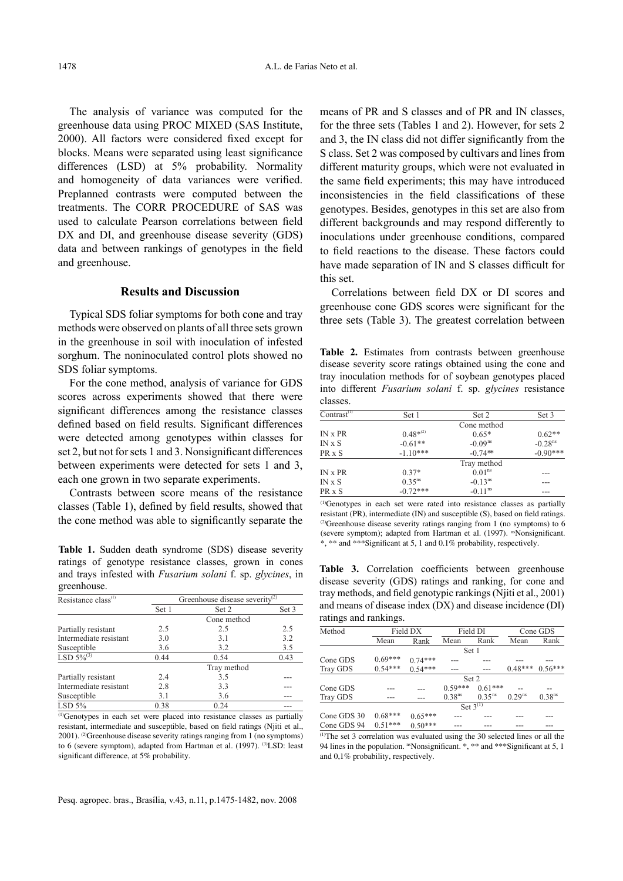The analysis of variance was computed for the greenhouse data using PROC MIXED (SAS Institute, 2000). All factors were considered fixed except for blocks. Means were separated using least significance differences (LSD) at 5% probability. Normality and homogeneity of data variances were verified. Preplanned contrasts were computed between the treatments. The CORR PROCEDURE of SAS was used to calculate Pearson correlations between field DX and DI, and greenhouse disease severity (GDS) data and between rankings of genotypes in the field and greenhouse.

## Results and Discussion

Typical SDS foliar symptoms for both cone and tray methods were observed on plants of all three sets grown in the greenhouse in soil with inoculation of infested sorghum. The noninoculated control plots showed no SDS foliar symptoms.

For the cone method, analysis of variance for GDS scores across experiments showed that there were significant differences among the resistance classes defined based on field results. Significant differences were detected among genotypes within classes for set 2, but not for sets 1 and 3. Nonsignificant differences between experiments were detected for sets 1 and 3, each one grown in two separate experiments.

Contrasts between score means of the resistance classes (Table 1), defined by field results, showed that the cone method was able to significantly separate the means of PR and S classes and of PR and IN classes, for the three sets (Tables 1 and 2). However, for sets 2 and 3, the IN class did not differ significantly from the S class. Set 2 was composed by cultivars and lines from different maturity groups, which were not evaluated in the same field experiments; this may have introduced inconsistencies in the field classifications of these genotypes. Besides, genotypes in this set are also from different backgrounds and may respond differently to inoculations under greenhouse conditions, compared to field reactions to the disease. These factors could have made separation of IN and S classes difficult for this set.

Correlations between field DX or DI scores and greenhouse cone GDS scores were significant for the three sets (Table 3). The greatest correlation between

**Table 1.** Sudden death syndrome (SDS) disease severity ratings of genotype resistance classes, grown in cones and trays infested with *Fusarium solani* f. sp. *glycines*, in greenhouse.

| Resistance class[(1)] | Greenhouse disease severity[(2)] | | |
|---|---|---|---|
| | Set 1 | Set 2 | Set 3 |
| | | Cone method | |
| Partially resistant | 2.5 | 2.5 | 2.5 |
| Intermediate resistant | 3.0 | 3.1 | 3.2 |
| Susceptible | 3.6 | 3.2 | 3.5 |
| LSD 5%[(3)] | 0.44 | 0.54 | 0.43 |
| | | Tray method | |
| Partially resistant | 2.4 | 3.5 | --- |
| Intermediate resistant | 2.8 | 3.3 | --- |
| Susceptible | 3.1 | 3.6 | --- |
| LSD 5% | 0.38 | 0.24 | --- |

[(1)]Genotypes in each set were placed into resistance classes as partially resistant, intermediate and susceptible, based on field ratings (Njiti et al., 2001). [(2)]Greenhouse disease severity ratings ranging from 1 (no symptoms) to 6 (severe symptom), adapted from Hartman et al. (1997). [(3)]LSD: least significant difference, at 5% probability.

**Table 2.** Estimates from contrasts between greenhouse disease severity score ratings obtained using the cone and tray inoculation methods for of soybean genotypes placed into different *Fusarium solani* f. sp. *glycines* resistance classes.

| Contrast[(1)] | Set 1 | Set 2 | Set 3 |
|---|---|---|---|
| | | Cone method | |
| IN x PR | 0.48*[(2)] | 0.65* | 0.62** |
| IN x S | -0.61** | -0.09[ns] | -0.28[ns] |
| PR x S | -1.10*** | -0.74** | -0.90*** |
| | | Tray method | |
| IN x PR | 0.37* | 0.01[ns] | --- |
| IN x S | 0.35[ns] | -0.13[ns] | --- |
| PR x S | -0.72*** | -0.11[ns] | --- |

[(1)]Genotypes in each set were rated into resistance classes as partially resistant (PR), intermediate (IN) and susceptible (S), based on field ratings. [(2)]Greenhouse disease severity ratings ranging from 1 (no symptoms) to 6 (severe symptom); adapted from Hartman et al. (1997). [ns]Nonsignificant. *, ** and ***Significant at 5, 1 and 0.1% probability, respectively.

**Table 3.** Correlation coefficients between greenhouse disease severity (GDS) ratings and ranking, for cone and tray methods, and field genotypic rankings (Njiti et al., 2001) and means of disease index (DX) and disease incidence (DI) ratings and rankings.

| Method | Field DX | | Field DI | | Cone GDS | |
|---|---|---|---|---|---|---|
| | Mean | Rank | Mean | Rank | Mean | Rank |
| | | | Set 1 | | | |
| Cone GDS | 0.69*** | 0.74*** | --- | --- | --- | --- |
| Tray GDS | 0.54*** | 0.54*** | --- | --- | 0.48*** | 0.56*** |
| | | | Set 2 | | | |
| Cone GDS | --- | --- | 0.59*** | 0.61*** | -- | -- |
| Tray GDS | --- | --- | 0.38[ns] | 0.35[ns] | 0.29[ns] | 0.38[ns] |
| | | | Set 3[(1)] | | | |
| Cone GDS 30 | 0.68*** | 0.65*** | --- | --- | --- | --- |
| Cone GDS 94 | 0.51*** | 0.50*** | --- | --- | --- | --- |

[(1)]The set 3 correlation was evaluated using the 30 selected lines or all the 94 lines in the population. [ns]Nonsignificant. *, ** and ***Significant at 5, 1 and 0,1% probability, respectively.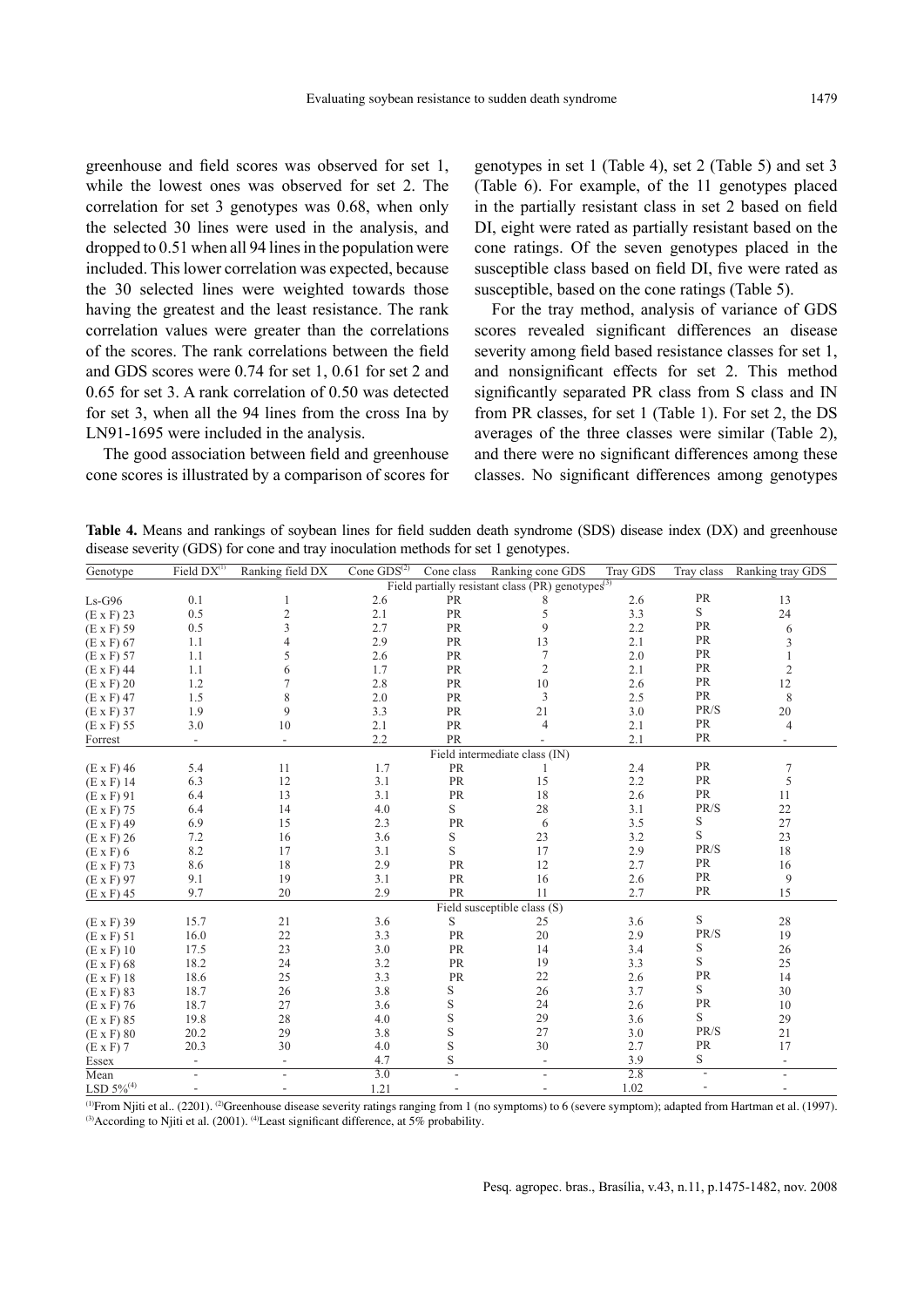greenhouse and field scores was observed for set 1, while the lowest ones was observed for set 2. The correlation for set 3 genotypes was 0.68, when only the selected 30 lines were used in the analysis, and dropped to 0.51 when all 94 lines in the population were included. This lower correlation was expected, because the 30 selected lines were weighted towards those having the greatest and the least resistance. The rank correlation values were greater than the correlations of the scores. The rank correlations between the field and GDS scores were 0.74 for set 1, 0.61 for set 2 and 0.65 for set 3. A rank correlation of 0.50 was detected for set 3, when all the 94 lines from the cross Ina by LN91-1695 were included in the analysis.

The good association between field and greenhouse cone scores is illustrated by a comparison of scores for genotypes in set 1 (Table 4), set 2 (Table 5) and set 3 (Table 6). For example, of the 11 genotypes placed in the partially resistant class in set 2 based on field DI, eight were rated as partially resistant based on the cone ratings. Of the seven genotypes placed in the susceptible class based on field DI, five were rated as susceptible, based on the cone ratings (Table 5).

For the tray method, analysis of variance of GDS scores revealed significant differences an disease severity among field based resistance classes for set 1, and nonsignificant effects for set 2. This method significantly separated PR class from S class and IN from PR classes, for set 1 (Table 1). For set 2, the DS averages of the three classes were similar (Table 2), and there were no significant differences among these classes. No significant differences among genotypes

**Table 4.** Means and rankings of soybean lines for field sudden death syndrome (SDS) disease index (DX) and greenhouse disease severity (GDS) for cone and tray inoculation methods for set 1 genotypes.

| Genotype | Field DX[(1)] | Ranking field DX | Cone GDS[(2)] | Cone class | Ranking cone GDS | Tray GDS | Tray class | Ranking tray GDS |
|---|---|---|---|---|---|---|---|---|
| Field partially resistant class (PR) genotypes[(3)] | | | | | | | | |
| Ls-G96 | 0.1 | 1 | 2.6 | PR | 8 | 2.6 | PR | 13 |
| (E x F) 23 | 0.5 | 2 | 2.1 | PR | 5 | 3.3 | S | 24 |
| (E x F) 59 | 0.5 | 3 | 2.7 | PR | 9 | 2.2 | PR | 6 |
| (E x F) 67 | 1.1 | 4 | 2.9 | PR | 13 | 2.1 | PR | 3 |
| (E x F) 57 | 1.1 | 5 | 2.6 | PR | 7 | 2.0 | PR | 1 |
| (E x F) 44 | 1.1 | 6 | 1.7 | PR | 2 | 2.1 | PR | 2 |
| (E x F) 20 | 1.2 | 7 | 2.8 | PR | 10 | 2.6 | PR | 12 |
| (E x F) 47 | 1.5 | 8 | 2.0 | PR | 3 | 2.5 | PR | 8 |
| (E x F) 37 | 1.9 | 9 | 3.3 | PR | 21 | 3.0 | PR/S | 20 |
| (E x F) 55 | 3.0 | 10 | 2.1 | PR | 4 | 2.1 | PR | 4 |
| Forrest | - | - | 2.2 | PR | - | 2.1 | PR | - |
| Field intermediate class (IN) | | | | | | | | |
| (E x F) 46 | 5.4 | 11 | 1.7 | PR | 1 | 2.4 | PR | 7 |
| (E x F) 14 | 6.3 | 12 | 3.1 | PR | 15 | 2.2 | PR | 5 |
| (E x F) 91 | 6.4 | 13 | 3.1 | PR | 18 | 2.6 | PR | 11 |
| (E x F) 75 | 6.4 | 14 | 4.0 | S | 28 | 3.1 | PR/S | 22 |
| (E x F) 49 | 6.9 | 15 | 2.3 | PR | 6 | 3.5 | S | 27 |
| (E x F) 26 | 7.2 | 16 | 3.6 | S | 23 | 3.2 | S | 23 |
| (E x F) 6 | 8.2 | 17 | 3.1 | S | 17 | 2.9 | PR/S | 18 |
| (E x F) 73 | 8.6 | 18 | 2.9 | PR | 12 | 2.7 | PR | 16 |
| (E x F) 97 | 9.1 | 19 | 3.1 | PR | 16 | 2.6 | PR | 9 |
| (E x F) 45 | 9.7 | 20 | 2.9 | PR | 11 | 2.7 | PR | 15 |
| Field susceptible class (S) | | | | | | | | |
| (E x F) 39 | 15.7 | 21 | 3.6 | S | 25 | 3.6 | S | 28 |
| (E x F) 51 | 16.0 | 22 | 3.3 | PR | 20 | 2.9 | PR/S | 19 |
| (E x F) 10 | 17.5 | 23 | 3.0 | PR | 14 | 3.4 | S | 26 |
| (E x F) 68 | 18.2 | 24 | 3.2 | PR | 19 | 3.3 | S | 25 |
| (E x F) 18 | 18.6 | 25 | 3.3 | PR | 22 | 2.6 | PR | 14 |
| (E x F) 83 | 18.7 | 26 | 3.8 | S | 26 | 3.7 | S | 30 |
| (E x F) 76 | 18.7 | 27 | 3.6 | S | 24 | 2.6 | PR | 10 |
| (E x F) 85 | 19.8 | 28 | 4.0 | S | 29 | 3.6 | S | 29 |
| (E x F) 80 | 20.2 | 29 | 3.8 | S | 27 | 3.0 | PR/S | 21 |
| (E x F) 7 | 20.3 | 30 | 4.0 | S | 30 | 2.7 | PR | 17 |
| Essex | - | - | 4.7 | S | - | 3.9 | S | - |
| Mean | - | - | 3.0 | - | - | 2.8 | - | - |
| LSD 5%[(4)] | - | - | 1.21 | - | - | 1.02 | - | - |

[(1)]From Njiti et al.. (2201). [(2)]Greenhouse disease severity ratings ranging from 1 (no symptoms) to 6 (severe symptom); adapted from Hartman et al. (1997). [(3)]According to Njiti et al. (2001). [(4)]Least significant difference, at 5% probability.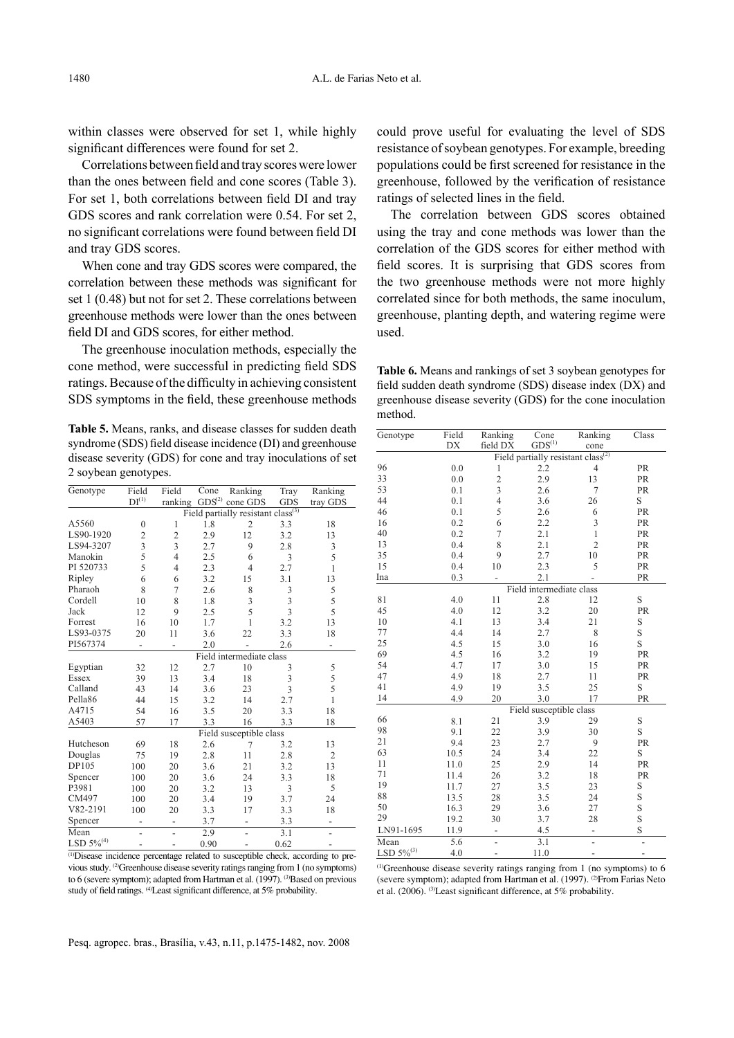within classes were observed for set 1, while highly significant differences were found for set 2.

Correlations between field and tray scores were lower than the ones between field and cone scores (Table 3). For set 1, both correlations between field DI and tray GDS scores and rank correlation were 0.54. For set 2, no significant correlations were found between field DI and tray GDS scores.

When cone and tray GDS scores were compared, the correlation between these methods was significant for set 1 (0.48) but not for set 2. These correlations between greenhouse methods were lower than the ones between field DI and GDS scores, for either method.

The greenhouse inoculation methods, especially the cone method, were successful in predicting field SDS ratings. Because of the difficulty in achieving consistent SDS symptoms in the field, these greenhouse methods could prove useful for evaluating the level of SDS resistance of soybean genotypes. For example, breeding populations could be first screened for resistance in the greenhouse, followed by the verification of resistance ratings of selected lines in the field.

The correlation between GDS scores obtained using the tray and cone methods was lower than the correlation of the GDS scores for either method with field scores. It is surprising that GDS scores from the two greenhouse methods were not more highly correlated since for both methods, the same inoculum, greenhouse, planting depth, and watering regime were used.

**Table 5.** Means, ranks, and disease classes for sudden death syndrome (SDS) field disease incidence (DI) and greenhouse disease severity (GDS) for cone and tray inoculations of set 2 soybean genotypes.

| Genotype | Field DI[(1)] | Field ranking | Cone GDS[(2)] | Ranking cone GDS | Tray GDS | Ranking tray GDS |
|---|---|---|---|---|---|---|
| Field partially resistant class[(3)] | | | | | | |
| A5560 | 0 | 1 | 1.8 | 2 | 3.3 | 18 |
| LS90-1920 | 2 | 2 | 2.9 | 12 | 3.2 | 13 |
| LS94-3207 | 3 | 3 | 2.7 | 9 | 2.8 | 3 |
| Manokin | 5 | 4 | 2.5 | 6 | 3 | 5 |
| PI 520733 | 5 | 4 | 2.3 | 4 | 2.7 | 1 |
| Ripley | 6 | 6 | 3.2 | 15 | 3.1 | 13 |
| Pharaoh | 8 | 7 | 2.6 | 8 | 3 | 5 |
| Cordell | 10 | 8 | 1.8 | 3 | 3 | 5 |
| Jack | 12 | 9 | 2.5 | 5 | 3 | 5 |
| Forrest | 16 | 10 | 1.7 | 1 | 3.2 | 13 |
| LS93-0375 | 20 | 11 | 3.6 | 22 | 3.3 | 18 |
| PI567374 | - | - | 2.0 | - | 2.6 | - |
| Field intermediate class | | | | | | |
| Egyptian | 32 | 12 | 2.7 | 10 | 3 | 5 |
| Essex | 39 | 13 | 3.4 | 18 | 3 | 5 |
| Calland | 43 | 14 | 3.6 | 23 | 3 | 5 |
| Pella86 | 44 | 15 | 3.2 | 14 | 2.7 | 1 |
| A4715 | 54 | 16 | 3.5 | 20 | 3.3 | 18 |
| A5403 | 57 | 17 | 3.3 | 16 | 3.3 | 18 |
| Field susceptible class | | | | | | |
| Hutcheson | 69 | 18 | 2.6 | 7 | 3.2 | 13 |
| Douglas | 75 | 19 | 2.8 | 11 | 2.8 | 2 |
| DP105 | 100 | 20 | 3.6 | 21 | 3.2 | 13 |
| Spencer | 100 | 20 | 3.6 | 24 | 3.3 | 18 |
| P3981 | 100 | 20 | 3.2 | 13 | 3 | 5 |
| CM497 | 100 | 20 | 3.4 | 19 | 3.7 | 24 |
| V82-2191 | 100 | 20 | 3.3 | 17 | 3.3 | 18 |
| Spencer | - | - | 3.7 | - | 3.3 | - |
| Mean | - | - | 2.9 | - | 3.1 | - |
| LSD 5%[(4)] | - | - | 0.90 | - | 0.62 | - |

[(1)]Disease incidence percentage related to susceptible check, according to previous study. [(2)]Greenhouse disease severity ratings ranging from 1 (no symptoms) to 6 (severe symptom); adapted from Hartman et al. (1997). [(3)]Based on previous study of field ratings. [(4)]Least significant difference, at 5% probability.

**Table 6.** Means and rankings of set 3 soybean genotypes for field sudden death syndrome (SDS) disease index (DX) and greenhouse disease severity (GDS) for the cone inoculation method.

| Genotype | Field DX | Ranking field DX | Cone GDS[(1)] | Ranking cone | Class |
|---|---|---|---|---|---|
| Field partially resistant class[(2)] | | | | | |
| 96 | 0.0 | 1 | 2.2 | 4 | PR |
| 33 | 0.0 | 2 | 2.9 | 13 | PR |
| 53 | 0.1 | 3 | 2.6 | 7 | PR |
| 44 | 0.1 | 4 | 3.6 | 26 | S |
| 46 | 0.1 | 5 | 2.6 | 6 | PR |
| 16 | 0.2 | 6 | 2.2 | 3 | PR |
| 40 | 0.2 | 7 | 2.1 | 1 | PR |
| 13 | 0.4 | 8 | 2.1 | 2 | PR |
| 35 | 0.4 | 9 | 2.7 | 10 | PR |
| 15 | 0.4 | 10 | 2.3 | 5 | PR |
| Ina | 0.3 | - | 2.1 | - | PR |
| Field intermediate class | | | | | |
| 81 | 4.0 | 11 | 2.8 | 12 | S |
| 45 | 4.0 | 12 | 3.2 | 20 | PR |
| 10 | 4.1 | 13 | 3.4 | 21 | S |
| 77 | 4.4 | 14 | 2.7 | 8 | S |
| 25 | 4.5 | 15 | 3.0 | 16 | S |
| 69 | 4.5 | 16 | 3.2 | 19 | PR |
| 54 | 4.7 | 17 | 3.0 | 15 | PR |
| 47 | 4.9 | 18 | 2.7 | 11 | PR |
| 41 | 4.9 | 19 | 3.5 | 25 | S |
| 14 | 4.9 | 20 | 3.0 | 17 | PR |
| Field susceptible class | | | | | |
| 66 | 8.1 | 21 | 3.9 | 29 | S |
| 98 | 9.1 | 22 | 3.9 | 30 | S |
| 21 | 9.4 | 23 | 2.7 | 9 | PR |
| 63 | 10.5 | 24 | 3.4 | 22 | S |
| 11 | 11.0 | 25 | 2.9 | 14 | PR |
| 71 | 11.4 | 26 | 3.2 | 18 | PR |
| 19 | 11.7 | 27 | 3.5 | 23 | S |
| 88 | 13.5 | 28 | 3.5 | 24 | S |
| 50 | 16.3 | 29 | 3.6 | 27 | S |
| 29 | 19.2 | 30 | 3.7 | 28 | S |
| LN91-1695 | 11.9 | - | 4.5 | - | S |
| Mean | 5.6 | - | 3.1 | - | - |
| LSD 5%[(3)] | 4.0 | - | 11.0 | - | - |

[(1)]Greenhouse disease severity ratings ranging from 1 (no symptoms) to 6 (severe symptom); adapted from Hartman et al. (1997). [(2)]From Farias Neto et al. (2006). [(3)]Least significant difference, at 5% probability.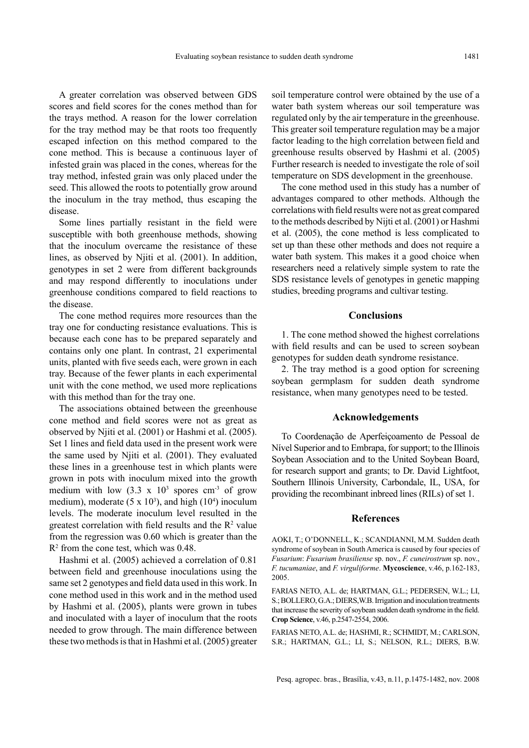A greater correlation was observed between GDS scores and field scores for the cones method than for the trays method. A reason for the lower correlation for the tray method may be that roots too frequently escaped infection on this method compared to the cone method. This is because a continuous layer of infested grain was placed in the cones, whereas for the tray method, infested grain was only placed under the seed. This allowed the roots to potentially grow around the inoculum in the tray method, thus escaping the disease.

Some lines partially resistant in the field were susceptible with both greenhouse methods, showing that the inoculum overcame the resistance of these lines, as observed by Njiti et al. (2001). In addition, genotypes in set 2 were from different backgrounds and may respond differently to inoculations under greenhouse conditions compared to field reactions to the disease.

The cone method requires more resources than the tray one for conducting resistance evaluations. This is because each cone has to be prepared separately and contains only one plant. In contrast, 21 experimental units, planted with five seeds each, were grown in each tray. Because of the fewer plants in each experimental unit with the cone method, we used more replications with this method than for the tray one.

The associations obtained between the greenhouse cone method and field scores were not as great as observed by Njiti et al. (2001) or Hashmi et al. (2005). Set 1 lines and field data used in the present work were the same used by Njiti et al. (2001). They evaluated these lines in a greenhouse test in which plants were grown in pots with inoculum mixed into the growth medium with low ($3.3 \times 10^3$ spores $cm^{-3}$ of grow medium), moderate ($5 \times 10^3$), and high ($10^4$) inoculum levels. The moderate inoculum level resulted in the greatest correlation with field results and the $R^2$ value from the regression was 0.60 which is greater than the $R^2$ from the cone test, which was 0.48.

Hashmi et al. (2005) achieved a correlation of 0.81 between field and greenhouse inoculations using the same set 2 genotypes and field data used in this work. In cone method used in this work and in the method used by Hashmi et al. (2005), plants were grown in tubes and inoculated with a layer of inoculum that the roots needed to grow through. The main difference between these two methods is that in Hashmi et al. (2005) greater soil temperature control were obtained by the use of a water bath system whereas our soil temperature was regulated only by the air temperature in the greenhouse. This greater soil temperature regulation may be a major factor leading to the high correlation between field and greenhouse results observed by Hashmi et al. (2005) Further research is needed to investigate the role of soil temperature on SDS development in the greenhouse.

The cone method used in this study has a number of advantages compared to other methods. Although the correlations with field results were not as great compared to the methods described by Njiti et al. (2001) or Hashmi et al. (2005), the cone method is less complicated to set up than these other methods and does not require a water bath system. This makes it a good choice when researchers need a relatively simple system to rate the SDS resistance levels of genotypes in genetic mapping studies, breeding programs and cultivar testing.

## Conclusions

1. The cone method showed the highest correlations with field results and can be used to screen soybean genotypes for sudden death syndrome resistance.

2. The tray method is a good option for screening soybean germplasm for sudden death syndrome resistance, when many genotypes need to be tested.

## Acknowledgements

To Coordenação de Aperfeiçoamento de Pessoal de Nível Superior and to Embrapa, for support; to the Illinois Soybean Association and to the United Soybean Board, for research support and grants; to Dr. David Lightfoot, Southern Illinois University, Carbondale, IL, USA, for providing the recombinant inbreed lines (RILs) of set 1.

## References

AOKI, T.; O'DONNELL, K.; SCANDIANNI, M.M. Sudden death syndrome of soybean in South America is caused by four species of *Fusarium*: *Fusarium brasiliense* sp. nov., *F. cuneirostrum* sp. nov., *F. tucumaniae*, and *F. virguliforme*. **Mycoscience**, v.46, p.162-183, 2005.

FARIAS NETO, A.L. de; HARTMAN, G.L.; PEDERSEN, W.L.; LI, S.; BOLLERO, G.A.; DIERS,W.B. Irrigation and inoculation treatments that increase the severity of soybean sudden death syndrome in the field. **Crop Science**, v.46, p.2547-2554, 2006.

FARIAS NETO, A.L. de; HASHMI, R.; SCHMIDT, M.; CARLSON, S.R.; HARTMAN, G.L.; LI, S.; NELSON, R.L.; DIERS, B.W.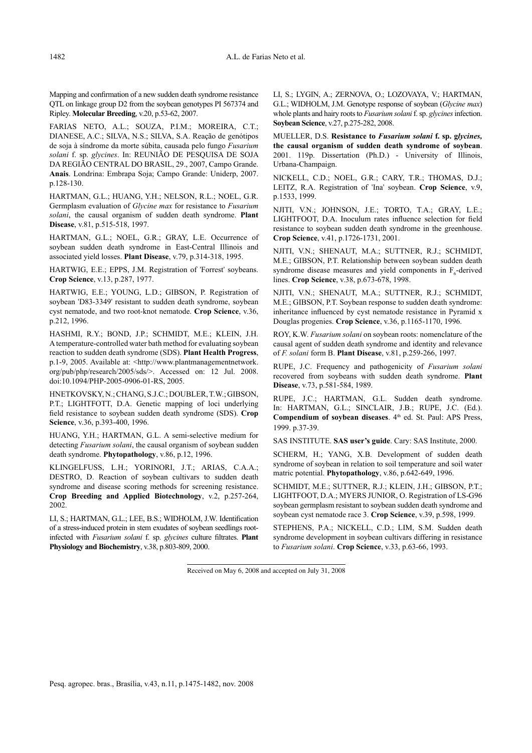Mapping and confirmation of a new sudden death syndrome resistance QTL on linkage group D2 from the soybean genotypes PI 567374 and Ripley. **Molecular Breeding**, v.20, p.53-62, 2007.

FARIAS NETO, A.L.; SOUZA, P.I.M.; MOREIRA, C.T.; DIANESE, A.C.; SILVA, N.S.; SILVA, S.A. Reação de genótipos de soja à síndrome da morte súbita, causada pelo fungo *Fusarium solani* f. sp. *glycines*. In: REUNIÃO DE PESQUISA DE SOJA DA REGIÃO CENTRAL DO BRASIL, 29., 2007, Campo Grande. **Anais**. Londrina: Embrapa Soja; Campo Grande: Uniderp, 2007. p.128-130.

HARTMAN, G.L.; HUANG, Y.H.; NELSON, R.L.; NOEL, G.R. Germplasm evaluation of *Glycine max* for resistance to *Fusarium solani*, the causal organism of sudden death syndrome. **Plant Disease**, v.81, p.515-518, 1997.

HARTMAN, G.L.; NOEL, G.R.; GRAY, L.E. Occurrence of soybean sudden death syndrome in East-Central Illinois and associated yield losses. **Plant Disease**, v.79, p.314-318, 1995.

HARTWIG, E.E.; EPPS, J.M. Registration of 'Forrest' soybeans. **Crop Science**, v.13, p.287, 1977.

HARTWIG, E.E.; YOUNG, L.D.; GIBSON, P. Registration of soybean 'D83-3349' resistant to sudden death syndrome, soybean cyst nematode, and two root-knot nematode. **Crop Science**, v.36, p.212, 1996.

HASHMI, R.Y.; BOND, J.P.; SCHMIDT, M.E.; KLEIN, J.H. A temperature-controlled water bath method for evaluating soybean reaction to sudden death syndrome (SDS). **Plant Health Progress**, p.1-9, 2005. Available at: <http://www.plantmanagementnetwork.org/pub/php/research/2005/sds/>. Accessed on: 12 Jul. 2008. doi:10.1094/PHP-2005-0906-01-RS, 2005.

HNETKOVSKY, N.; CHANG, S.J.C.; DOUBLER, T.W.; GIBSON, P.T.; LIGHTFOTT, D.A. Genetic mapping of loci underlying field resistance to soybean sudden death syndrome (SDS). **Crop Science**, v.36, p.393-400, 1996.

HUANG, Y.H.; HARTMAN, G.L. A semi-selective medium for detecting *Fusarium solani*, the causal organism of soybean sudden death syndrome. **Phytopathology**, v.86, p.12, 1996.

KLINGELFUSS, L.H.; YORINORI, J.T.; ARIAS, C.A.A.; DESTRO, D. Reaction of soybean cultivars to sudden death syndrome and disease scoring methods for screening resistance. **Crop Breeding and Applied Biotechnology**, v.2, p.257-264, 2002.

LI, S.; HARTMAN, G.L.; LEE, B.S.; WIDHOLM, J.W. Identification of a stress-induced protein in stem exudates of soybean seedlings root-infected with *Fusarium solani* f. sp. *glycines* culture filtrates. **Plant Physiology and Biochemistry**, v.38, p.803-809, 2000.

LI, S.; LYGIN, A.; ZERNOVA, O.; LOZOVAYA, V.; HARTMAN, G.L.; WIDHOLM, J.M. Genotype response of soybean (*Glycine max*) whole plants and hairy roots to *Fusarium solani* f. sp. *glycines* infection. **Soybean Science**, v.27, p.275-282, 2008.

MUELLER, D.S. **Resistance to *Fusarium solani* f. sp. *glycines*, the causal organism of sudden death syndrome of soybean**. 2001. 119p. Dissertation (Ph.D.) - University of Illinois, Urbana-Champaign.

NICKELL, C.D.; NOEL, G.R.; CARY, T.R.; THOMAS, D.J.; LEITZ, R.A. Registration of 'Ina' soybean. **Crop Science**, v.9, p.1533, 1999.

NJITI, V.N.; JOHNSON, J.E.; TORTO, T.A.; GRAY, L.E.; LIGHTFOOT, D.A. Inoculum rates influence selection for field resistance to soybean sudden death syndrome in the greenhouse. **Crop Science**, v.41, p.1726-1731, 2001.

NJITI, V.N.; SHENAUT, M.A.; SUTTNER, R.J.; SCHMIDT, M.E.; GIBSON, P.T. Relationship between soybean sudden death syndrome disease measures and yield components in $F_6$-derived lines. **Crop Science**, v.38, p.673-678, 1998.

NJITI, V.N.; SHENAUT, M.A.; SUTTNER, R.J.; SCHMIDT, M.E.; GIBSON, P.T. Soybean response to sudden death syndrome: inheritance influenced by cyst nematode resistance in Pyramid x Douglas progenies. **Crop Science**, v.36, p.1165-1170, 1996.

ROY, K.W. *Fusarium solani* on soybean roots: nomenclature of the causal agent of sudden death syndrome and identity and relevance of *F. solani* form B. **Plant Disease**, v.81, p.259-266, 1997.

RUPE, J.C. Frequency and pathogenicity of *Fusarium solani* recovered from soybeans with sudden death syndrome. **Plant Disease**, v.73, p.581-584, 1989.

RUPE, J.C.; HARTMAN, G.L. Sudden death syndrome. In: HARTMAN, G.L.; SINCLAIR, J.B.; RUPE, J.C. (Ed.). **Compendium of soybean diseases**. 4th ed. St. Paul: APS Press, 1999. p.37-39.

SAS INSTITUTE. **SAS user's guide**. Cary: SAS Institute, 2000.

SCHERM, H.; YANG, X.B. Development of sudden death syndrome of soybean in relation to soil temperature and soil water matric potential. **Phytopathology**, v.86, p.642-649, 1996.

SCHMIDT, M.E.; SUTTNER, R.J.; KLEIN, J.H.; GIBSON, P.T.; LIGHTFOOT, D.A.; MYERS JUNIOR, O. Registration of LS-G96 soybean germplasm resistant to soybean sudden death syndrome and soybean cyst nematode race 3. **Crop Science**, v.39, p.598, 1999.

STEPHENS, P.A.; NICKELL, C.D.; LIM, S.M. Sudden death syndrome development in soybean cultivars differing in resistance to *Fusarium solani*. **Crop Science**, v.33, p.63-66, 1993.

---

Received on May 6, 2008 and accepted on July 31, 2008